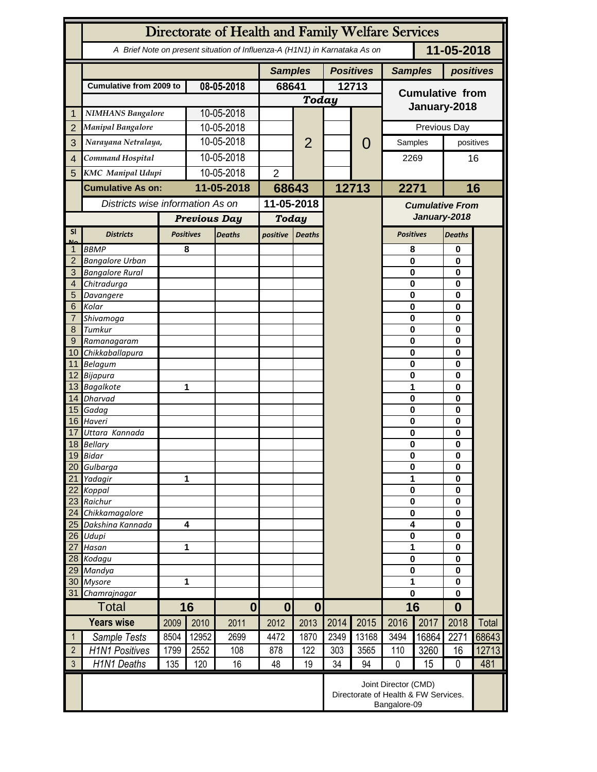# Directorate of Health and Family Welfare Services

A Brief Note on present situation of Influenza-A (H1N1) in Karnataka As on **11-05-2018**

| | | | Samples | | Positives | | Samples | positives |
|---|---|---|---|---|---|---|---|---|
| | Cumulative from 2009 to | 08-05-2018 | 68641 | | 12713 | | Cumulative from January-2018 | |
| | | | Today | | | | | |
| 1 | NIMHANS Bangalore | 10-05-2018 | | 2 | | 0 | Previous Day | |
| 2 | Manipal Bangalore | 10-05-2018 | | | | | Samples | positives |
| 3 | Narayana Netralaya, | 10-05-2018 | | | | | 2269 | 16 |
| 4 | Command Hospital | 10-05-2018 | | | | | | |
| 5 | KMC Manipal Udupi | 10-05-2018 | 2 | | | | | |
| | **Cumulative As on:** | **11-05-2018** | **68643** | | **12713** | | **2271** | **16** |

| Sl No | Districts wise information As on | Previous Day Positives | Previous Day Deaths | 11-05-2018 Today positive | Today Deaths | Cumulative From January-2018 Positives | Deaths |
|---|---|---|---|---|---|---|---|
| 1 | BBMP | 8 | | | | 8 | 0 |
| 2 | Bangalore Urban | | | | | 0 | 0 |
| 3 | Bangalore Rural | | | | | 0 | 0 |
| 4 | Chitradurga | | | | | 0 | 0 |
| 5 | Davangere | | | | | 0 | 0 |
| 6 | Kolar | | | | | 0 | 0 |
| 7 | Shivamoga | | | | | 0 | 0 |
| 8 | Tumkur | | | | | 0 | 0 |
| 9 | Ramanagaram | | | | | 0 | 0 |
| 10 | Chikkaballapura | | | | | 0 | 0 |
| 11 | Belagum | | | | | 0 | 0 |
| 12 | Bijapura | | | | | 0 | 0 |
| 13 | Bagalkote | 1 | | | | 1 | 0 |
| 14 | Dharvad | | | | | 0 | 0 |
| 15 | Gadag | | | | | 0 | 0 |
| 16 | Haveri | | | | | 0 | 0 |
| 17 | Uttara Kannada | | | | | 0 | 0 |
| 18 | Bellary | | | | | 0 | 0 |
| 19 | Bidar | | | | | 0 | 0 |
| 20 | Gulbarga | | | | | 0 | 0 |
| 21 | Yadagir | 1 | | | | 1 | 0 |
| 22 | Koppal | | | | | 0 | 0 |
| 23 | Raichur | | | | | 0 | 0 |
| 24 | Chikkamagalore | | | | | 0 | 0 |
| 25 | Dakshina Kannada | 4 | | | | 4 | 0 |
| 26 | Udupi | | | | | 0 | 0 |
| 27 | Hasan | 1 | | | | 1 | 0 |
| 28 | Kodagu | | | | | 0 | 0 |
| 29 | Mandya | | | | | 0 | 0 |
| 30 | Mysore | 1 | | | | 1 | 0 |
| 31 | Chamrajnagar | | | | | 0 | 0 |
| | **Total** | **16** | **0** | **0** | **0** | **16** | **0** |

| | Years wise | 2009 | 2010 | 2011 | 2012 | 2013 | 2014 | 2015 | 2016 | 2017 | 2018 | Total |
|---|---|---|---|---|---|---|---|---|---|---|---|---|
| 1 | Sample Tests | 8504 | 12952 | 2699 | 4472 | 1870 | 2349 | 13168 | 3494 | 16864 | 2271 | 68643 |
| 2 | H1N1 Positives | 1799 | 2552 | 108 | 878 | 122 | 303 | 3565 | 110 | 3260 | 16 | 12713 |
| 3 | H1N1 Deaths | 135 | 120 | 16 | 48 | 19 | 34 | 94 | 0 | 15 | 0 | 481 |

Joint Director (CMD)
Directorate of Health & FW Services.
Bangalore-09